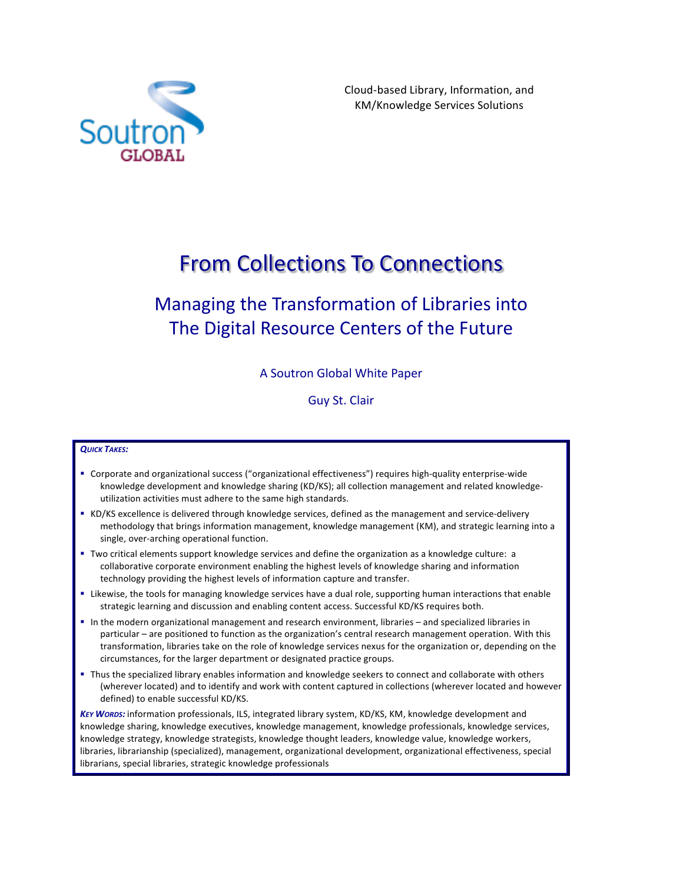Cloud-based Library, Information, and KM/Knowledge Services Solutions

# From Collections To Connections

## Managing the Transformation of Libraries into The Digital Resource Centers of the Future

A Soutron Global White Paper

Guy St. Clair

***Quick Takes:***

- Corporate and organizational success ("organizational effectiveness") requires high-quality enterprise-wide knowledge development and knowledge sharing (KD/KS); all collection management and related knowledge-utilization activities must adhere to the same high standards.
- KD/KS excellence is delivered through knowledge services, defined as the management and service-delivery methodology that brings information management, knowledge management (KM), and strategic learning into a single, over-arching operational function.
- Two critical elements support knowledge services and define the organization as a knowledge culture: a collaborative corporate environment enabling the highest levels of knowledge sharing and information technology providing the highest levels of information capture and transfer.
- Likewise, the tools for managing knowledge services have a dual role, supporting human interactions that enable strategic learning and discussion and enabling content access. Successful KD/KS requires both.
- In the modern organizational management and research environment, libraries – and specialized libraries in particular – are positioned to function as the organization's central research management operation. With this transformation, libraries take on the role of knowledge services nexus for the organization or, depending on the circumstances, for the larger department or designated practice groups.
- Thus the specialized library enables information and knowledge seekers to connect and collaborate with others (wherever located) and to identify and work with content captured in collections (wherever located and however defined) to enable successful KD/KS.

***Key Words:*** information professionals, ILS, integrated library system, KD/KS, KM, knowledge development and knowledge sharing, knowledge executives, knowledge management, knowledge professionals, knowledge services, knowledge strategy, knowledge strategists, knowledge thought leaders, knowledge value, knowledge workers, libraries, librarianship (specialized), management, organizational development, organizational effectiveness, special librarians, special libraries, strategic knowledge professionals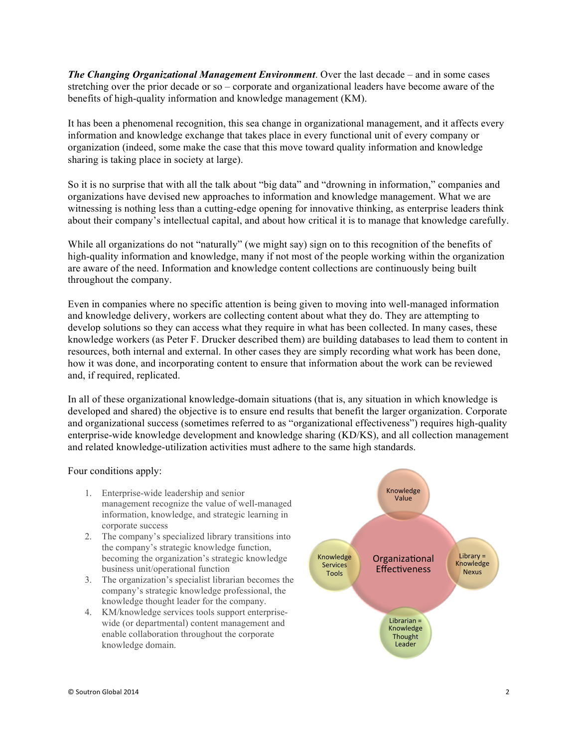***The Changing Organizational Management Environment***. Over the last decade – and in some cases stretching over the prior decade or so – corporate and organizational leaders have become aware of the benefits of high-quality information and knowledge management (KM).

It has been a phenomenal recognition, this sea change in organizational management, and it affects every information and knowledge exchange that takes place in every functional unit of every company or organization (indeed, some make the case that this move toward quality information and knowledge sharing is taking place in society at large).

So it is no surprise that with all the talk about "big data" and "drowning in information," companies and organizations have devised new approaches to information and knowledge management. What we are witnessing is nothing less than a cutting-edge opening for innovative thinking, as enterprise leaders think about their company's intellectual capital, and about how critical it is to manage that knowledge carefully.

While all organizations do not "naturally" (we might say) sign on to this recognition of the benefits of high-quality information and knowledge, many if not most of the people working within the organization are aware of the need. Information and knowledge content collections are continuously being built throughout the company.

Even in companies where no specific attention is being given to moving into well-managed information and knowledge delivery, workers are collecting content about what they do. They are attempting to develop solutions so they can access what they require in what has been collected. In many cases, these knowledge workers (as Peter F. Drucker described them) are building databases to lead them to content in resources, both internal and external. In other cases they are simply recording what work has been done, how it was done, and incorporating content to ensure that information about the work can be reviewed and, if required, replicated.

In all of these organizational knowledge-domain situations (that is, any situation in which knowledge is developed and shared) the objective is to ensure end results that benefit the larger organization. Corporate and organizational success (sometimes referred to as "organizational effectiveness") requires high-quality enterprise-wide knowledge development and knowledge sharing (KD/KS), and all collection management and related knowledge-utilization activities must adhere to the same high standards.

Four conditions apply:

1. Enterprise-wide leadership and senior management recognize the value of well-managed information, knowledge, and strategic learning in corporate success
2. The company's specialized library transitions into the company's strategic knowledge function, becoming the organization's strategic knowledge business unit/operational function
3. The organization's specialist librarian becomes the company's strategic knowledge professional, the knowledge thought leader for the company.
4. KM/knowledge services tools support enterprise-wide (or departmental) content management and enable collaboration throughout the corporate knowledge domain.

Organizational Effectiveness: Knowledge Value; Library = Knowledge Nexus; Librarian = Knowledge Thought Leader; Knowledge Services Tools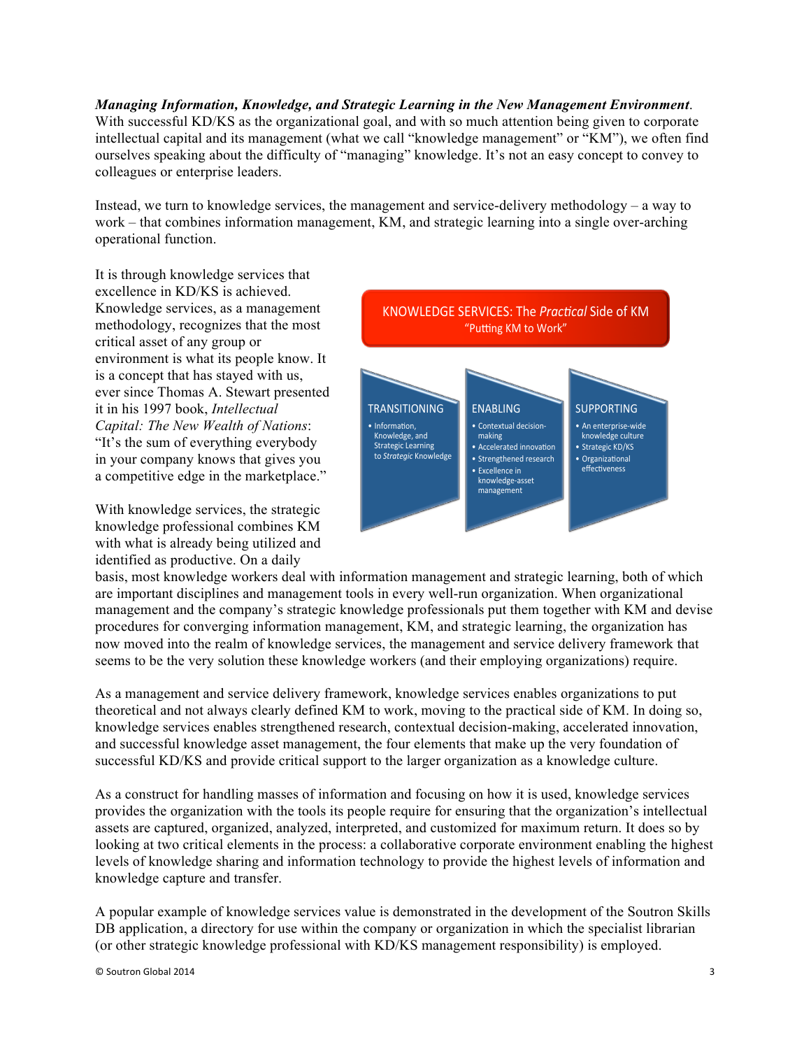***Managing Information, Knowledge, and Strategic Learning in the New Management Environment***. With successful KD/KS as the organizational goal, and with so much attention being given to corporate intellectual capital and its management (what we call "knowledge management" or "KM"), we often find ourselves speaking about the difficulty of "managing" knowledge. It's not an easy concept to convey to colleagues or enterprise leaders.

Instead, we turn to knowledge services, the management and service-delivery methodology – a way to work – that combines information management, KM, and strategic learning into a single over-arching operational function.

It is through knowledge services that excellence in KD/KS is achieved. Knowledge services, as a management methodology, recognizes that the most critical asset of any group or environment is what its people know. It is a concept that has stayed with us, ever since Thomas A. Stewart presented it in his 1997 book, *Intellectual Capital: The New Wealth of Nations*: "It's the sum of everything everybody in your company knows that gives you a competitive edge in the marketplace."

**KNOWLEDGE SERVICES: The *Practical* Side of KM**
"Putting KM to Work"

**TRANSITIONING**
- Information, Knowledge, and Strategic Learning to *Strategic* Knowledge

**ENABLING**
- Contextual decision-making
- Accelerated innovation
- Strengthened research
- Excellence in knowledge-asset management

**SUPPORTING**
- An enterprise-wide knowledge culture
- Strategic KD/KS
- Organizational effectiveness

With knowledge services, the strategic knowledge professional combines KM with what is already being utilized and identified as productive. On a daily basis, most knowledge workers deal with information management and strategic learning, both of which are important disciplines and management tools in every well-run organization. When organizational management and the company's strategic knowledge professionals put them together with KM and devise procedures for converging information management, KM, and strategic learning, the organization has now moved into the realm of knowledge services, the management and service delivery framework that seems to be the very solution these knowledge workers (and their employing organizations) require.

As a management and service delivery framework, knowledge services enables organizations to put theoretical and not always clearly defined KM to work, moving to the practical side of KM. In doing so, knowledge services enables strengthened research, contextual decision-making, accelerated innovation, and successful knowledge asset management, the four elements that make up the very foundation of successful KD/KS and provide critical support to the larger organization as a knowledge culture.

As a construct for handling masses of information and focusing on how it is used, knowledge services provides the organization with the tools its people require for ensuring that the organization's intellectual assets are captured, organized, analyzed, interpreted, and customized for maximum return. It does so by looking at two critical elements in the process: a collaborative corporate environment enabling the highest levels of knowledge sharing and information technology to provide the highest levels of information and knowledge capture and transfer.

A popular example of knowledge services value is demonstrated in the development of the Soutron Skills DB application, a directory for use within the company or organization in which the specialist librarian (or other strategic knowledge professional with KD/KS management responsibility) is employed.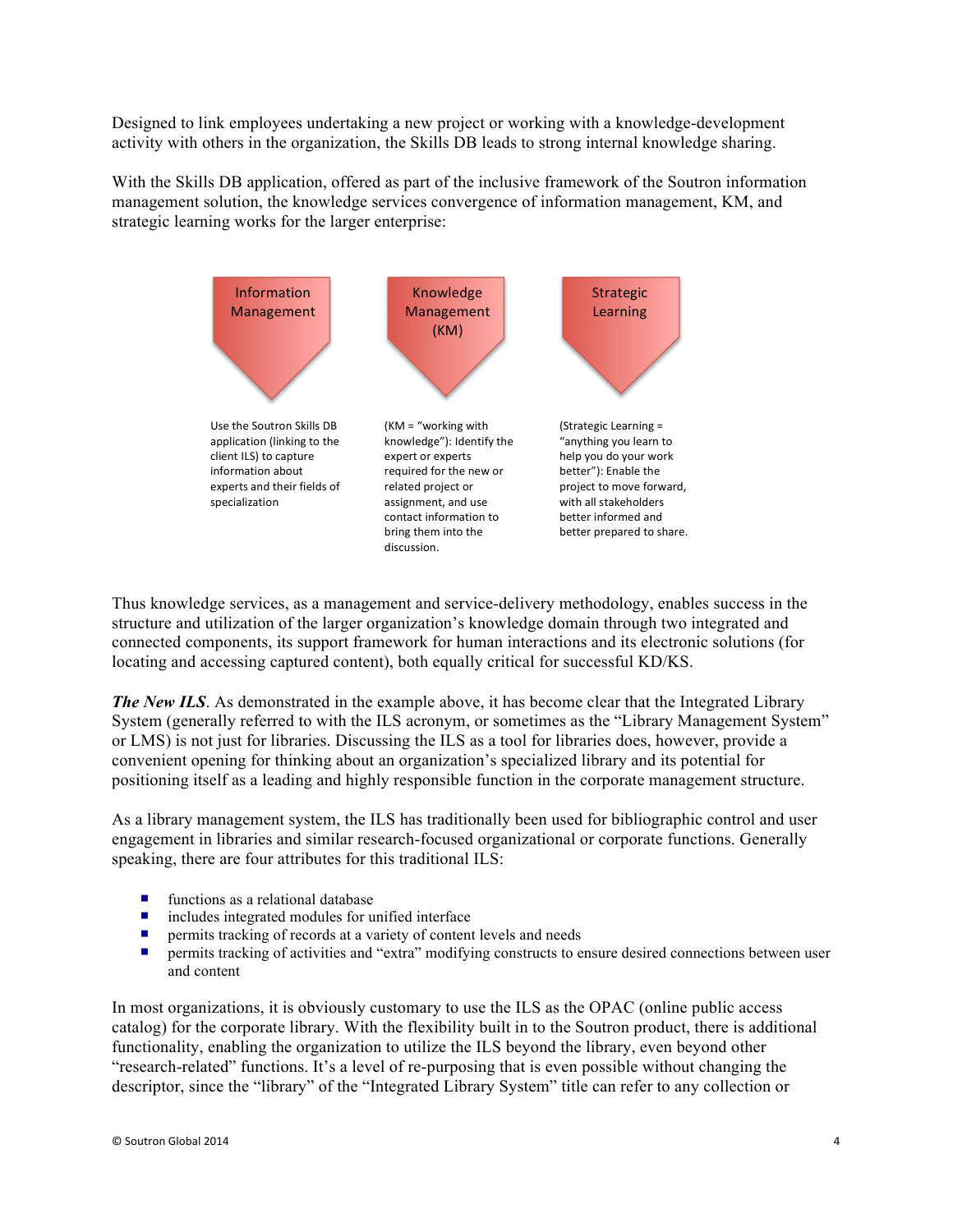Designed to link employees undertaking a new project or working with a knowledge-development activity with others in the organization, the Skills DB leads to strong internal knowledge sharing.

With the Skills DB application, offered as part of the inclusive framework of the Soutron information management solution, the knowledge services convergence of information management, KM, and strategic learning works for the larger enterprise:

| Information Management | Knowledge Management (KM) | Strategic Learning |
|---|---|---|
| Use the Soutron Skills DB application (linking to the client ILS) to capture information about experts and their fields of specialization | (KM = "working with knowledge"): Identify the expert or experts required for the new or related project or assignment, and use contact information to bring them into the discussion. | (Strategic Learning = "anything you learn to help you do your work better"): Enable the project to move forward, with all stakeholders better informed and better prepared to share. |

Thus knowledge services, as a management and service-delivery methodology, enables success in the structure and utilization of the larger organization's knowledge domain through two integrated and connected components, its support framework for human interactions and its electronic solutions (for locating and accessing captured content), both equally critical for successful KD/KS.

***The New ILS***. As demonstrated in the example above, it has become clear that the Integrated Library System (generally referred to with the ILS acronym, or sometimes as the "Library Management System" or LMS) is not just for libraries. Discussing the ILS as a tool for libraries does, however, provide a convenient opening for thinking about an organization's specialized library and its potential for positioning itself as a leading and highly responsible function in the corporate management structure.

As a library management system, the ILS has traditionally been used for bibliographic control and user engagement in libraries and similar research-focused organizational or corporate functions. Generally speaking, there are four attributes for this traditional ILS:

- functions as a relational database
- includes integrated modules for unified interface
- permits tracking of records at a variety of content levels and needs
- permits tracking of activities and "extra" modifying constructs to ensure desired connections between user and content

In most organizations, it is obviously customary to use the ILS as the OPAC (online public access catalog) for the corporate library. With the flexibility built in to the Soutron product, there is additional functionality, enabling the organization to utilize the ILS beyond the library, even beyond other "research-related" functions. It's a level of re-purposing that is even possible without changing the descriptor, since the "library" of the "Integrated Library System" title can refer to any collection or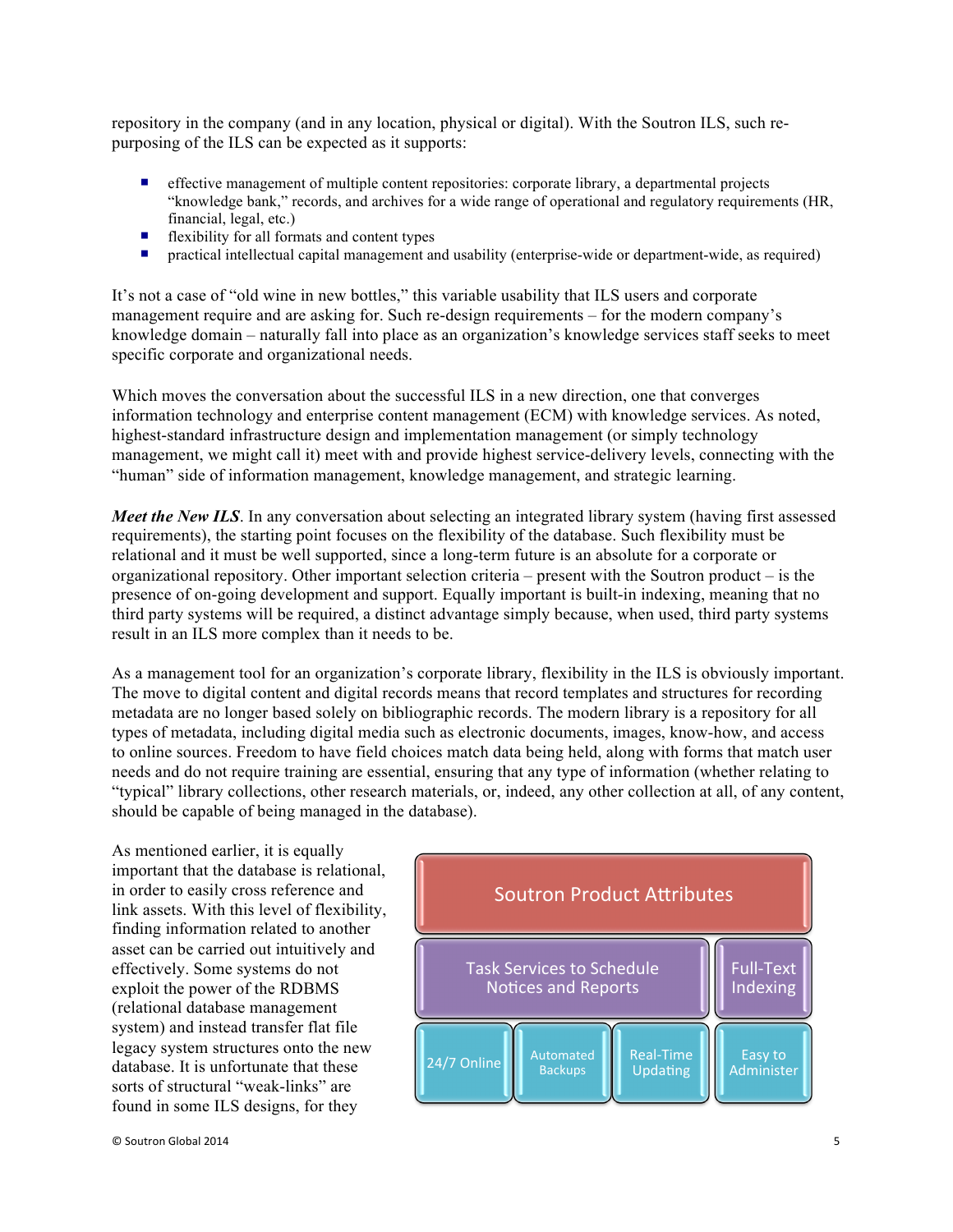repository in the company (and in any location, physical or digital). With the Soutron ILS, such re-purposing of the ILS can be expected as it supports:

- effective management of multiple content repositories: corporate library, a departmental projects "knowledge bank," records, and archives for a wide range of operational and regulatory requirements (HR, financial, legal, etc.)
- flexibility for all formats and content types
- practical intellectual capital management and usability (enterprise-wide or department-wide, as required)

It's not a case of "old wine in new bottles," this variable usability that ILS users and corporate management require and are asking for. Such re-design requirements – for the modern company's knowledge domain – naturally fall into place as an organization's knowledge services staff seeks to meet specific corporate and organizational needs.

Which moves the conversation about the successful ILS in a new direction, one that converges information technology and enterprise content management (ECM) with knowledge services. As noted, highest-standard infrastructure design and implementation management (or simply technology management, we might call it) meet with and provide highest service-delivery levels, connecting with the "human" side of information management, knowledge management, and strategic learning.

***Meet the New ILS***. In any conversation about selecting an integrated library system (having first assessed requirements), the starting point focuses on the flexibility of the database. Such flexibility must be relational and it must be well supported, since a long-term future is an absolute for a corporate or organizational repository. Other important selection criteria – present with the Soutron product – is the presence of on-going development and support. Equally important is built-in indexing, meaning that no third party systems will be required, a distinct advantage simply because, when used, third party systems result in an ILS more complex than it needs to be.

As a management tool for an organization's corporate library, flexibility in the ILS is obviously important. The move to digital content and digital records means that record templates and structures for recording metadata are no longer based solely on bibliographic records. The modern library is a repository for all types of metadata, including digital media such as electronic documents, images, know-how, and access to online sources. Freedom to have field choices match data being held, along with forms that match user needs and do not require training are essential, ensuring that any type of information (whether relating to "typical" library collections, other research materials, or, indeed, any other collection at all, of any content, should be capable of being managed in the database).

As mentioned earlier, it is equally important that the database is relational, in order to easily cross reference and link assets. With this level of flexibility, finding information related to another asset can be carried out intuitively and effectively. Some systems do not exploit the power of the RDBMS (relational database management system) and instead transfer flat file legacy system structures onto the new database. It is unfortunate that these sorts of structural "weak-links" are found in some ILS designs, for they

**Soutron Product Attributes**

- Task Services to Schedule Notices and Reports
- Full-Text Indexing
- 24/7 Online
- Automated Backups
- Real-Time Updating
- Easy to Administer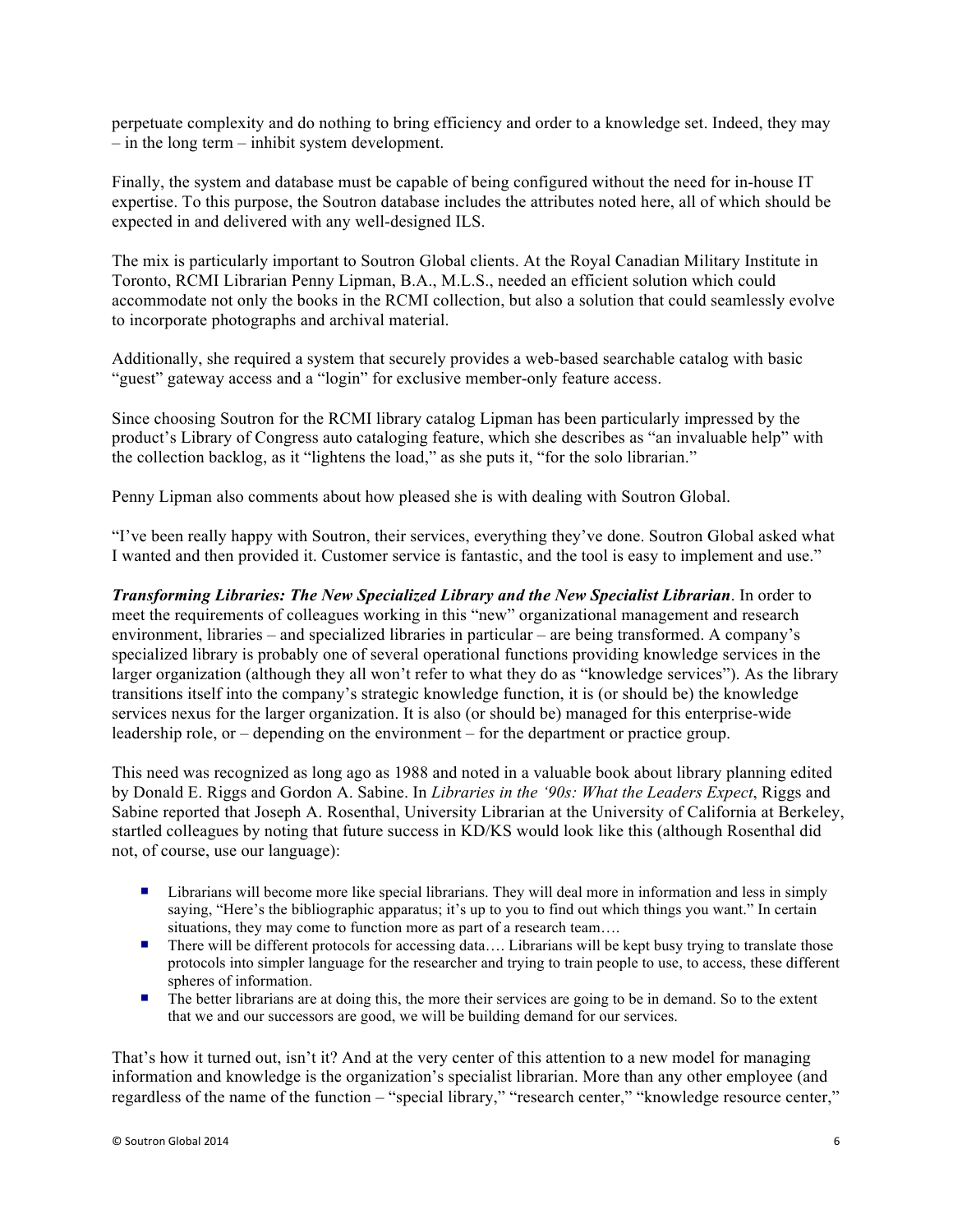perpetuate complexity and do nothing to bring efficiency and order to a knowledge set. Indeed, they may – in the long term – inhibit system development.

Finally, the system and database must be capable of being configured without the need for in-house IT expertise. To this purpose, the Soutron database includes the attributes noted here, all of which should be expected in and delivered with any well-designed ILS.

The mix is particularly important to Soutron Global clients. At the Royal Canadian Military Institute in Toronto, RCMI Librarian Penny Lipman, B.A., M.L.S., needed an efficient solution which could accommodate not only the books in the RCMI collection, but also a solution that could seamlessly evolve to incorporate photographs and archival material.

Additionally, she required a system that securely provides a web-based searchable catalog with basic "guest" gateway access and a "login" for exclusive member-only feature access.

Since choosing Soutron for the RCMI library catalog Lipman has been particularly impressed by the product's Library of Congress auto cataloging feature, which she describes as "an invaluable help" with the collection backlog, as it "lightens the load," as she puts it, "for the solo librarian."

Penny Lipman also comments about how pleased she is with dealing with Soutron Global.

"I've been really happy with Soutron, their services, everything they've done. Soutron Global asked what I wanted and then provided it. Customer service is fantastic, and the tool is easy to implement and use."

***Transforming Libraries: The New Specialized Library and the New Specialist Librarian***. In order to meet the requirements of colleagues working in this "new" organizational management and research environment, libraries – and specialized libraries in particular – are being transformed. A company's specialized library is probably one of several operational functions providing knowledge services in the larger organization (although they all won't refer to what they do as "knowledge services"). As the library transitions itself into the company's strategic knowledge function, it is (or should be) the knowledge services nexus for the larger organization. It is also (or should be) managed for this enterprise-wide leadership role, or – depending on the environment – for the department or practice group.

This need was recognized as long ago as 1988 and noted in a valuable book about library planning edited by Donald E. Riggs and Gordon A. Sabine. In *Libraries in the '90s: What the Leaders Expect*, Riggs and Sabine reported that Joseph A. Rosenthal, University Librarian at the University of California at Berkeley, startled colleagues by noting that future success in KD/KS would look like this (although Rosenthal did not, of course, use our language):

- Librarians will become more like special librarians. They will deal more in information and less in simply saying, "Here's the bibliographic apparatus; it's up to you to find out which things you want." In certain situations, they may come to function more as part of a research team….
- There will be different protocols for accessing data…. Librarians will be kept busy trying to translate those protocols into simpler language for the researcher and trying to train people to use, to access, these different spheres of information.
- The better librarians are at doing this, the more their services are going to be in demand. So to the extent that we and our successors are good, we will be building demand for our services.

That's how it turned out, isn't it? And at the very center of this attention to a new model for managing information and knowledge is the organization's specialist librarian. More than any other employee (and regardless of the name of the function – "special library," "research center," "knowledge resource center,"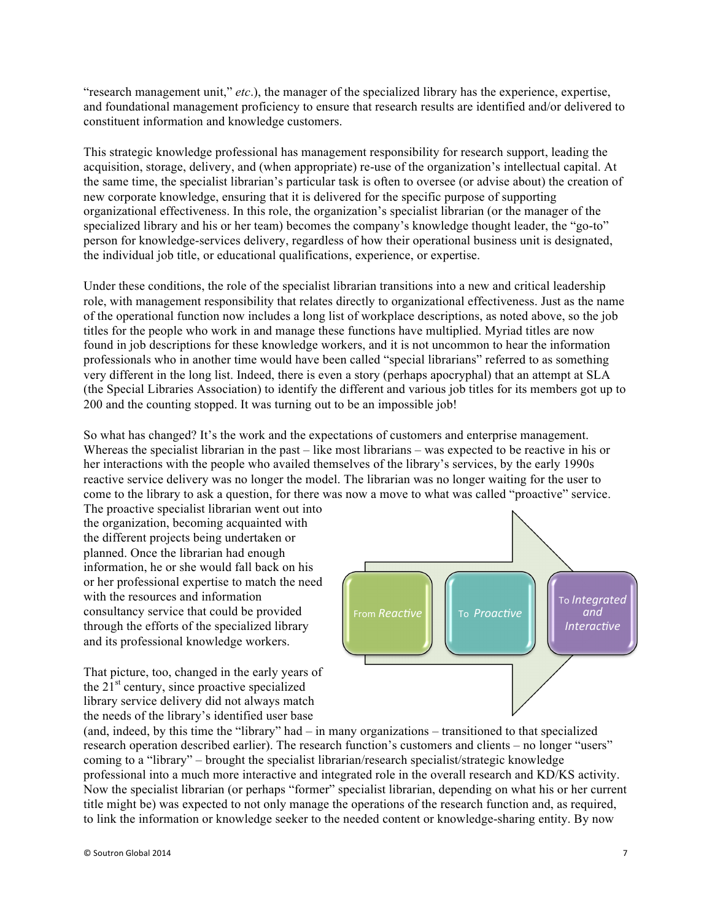“research management unit,” *etc*.), the manager of the specialized library has the experience, expertise, and foundational management proficiency to ensure that research results are identified and/or delivered to constituent information and knowledge customers.

This strategic knowledge professional has management responsibility for research support, leading the acquisition, storage, delivery, and (when appropriate) re-use of the organization’s intellectual capital. At the same time, the specialist librarian’s particular task is often to oversee (or advise about) the creation of new corporate knowledge, ensuring that it is delivered for the specific purpose of supporting organizational effectiveness. In this role, the organization’s specialist librarian (or the manager of the specialized library and his or her team) becomes the company’s knowledge thought leader, the “go-to” person for knowledge-services delivery, regardless of how their operational business unit is designated, the individual job title, or educational qualifications, experience, or expertise.

Under these conditions, the role of the specialist librarian transitions into a new and critical leadership role, with management responsibility that relates directly to organizational effectiveness. Just as the name of the operational function now includes a long list of workplace descriptions, as noted above, so the job titles for the people who work in and manage these functions have multiplied. Myriad titles are now found in job descriptions for these knowledge workers, and it is not uncommon to hear the information professionals who in another time would have been called “special librarians” referred to as something very different in the long list. Indeed, there is even a story (perhaps apocryphal) that an attempt at SLA (the Special Libraries Association) to identify the different and various job titles for its members got up to 200 and the counting stopped. It was turning out to be an impossible job!

So what has changed? It’s the work and the expectations of customers and enterprise management. Whereas the specialist librarian in the past – like most librarians – was expected to be reactive in his or her interactions with the people who availed themselves of the library’s services, by the early 1990s reactive service delivery was no longer the model. The librarian was no longer waiting for the user to come to the library to ask a question, for there was now a move to what was called “proactive” service. The proactive specialist librarian went out into the organization, becoming acquainted with the different projects being undertaken or planned. Once the librarian had enough information, he or she would fall back on his or her professional expertise to match the need with the resources and information consultancy service that could be provided through the efforts of the specialized library and its professional knowledge workers.

From *Reactive* → To *Proactive* → To *Integrated and Interactive*

That picture, too, changed in the early years of the 21st century, since proactive specialized library service delivery did not always match the needs of the library’s identified user base (and, indeed, by this time the “library” had – in many organizations – transitioned to that specialized research operation described earlier). The research function’s customers and clients – no longer “users” coming to a “library” – brought the specialist librarian/research specialist/strategic knowledge professional into a much more interactive and integrated role in the overall research and KD/KS activity. Now the specialist librarian (or perhaps “former” specialist librarian, depending on what his or her current title might be) was expected to not only manage the operations of the research function and, as required, to link the information or knowledge seeker to the needed content or knowledge-sharing entity. By now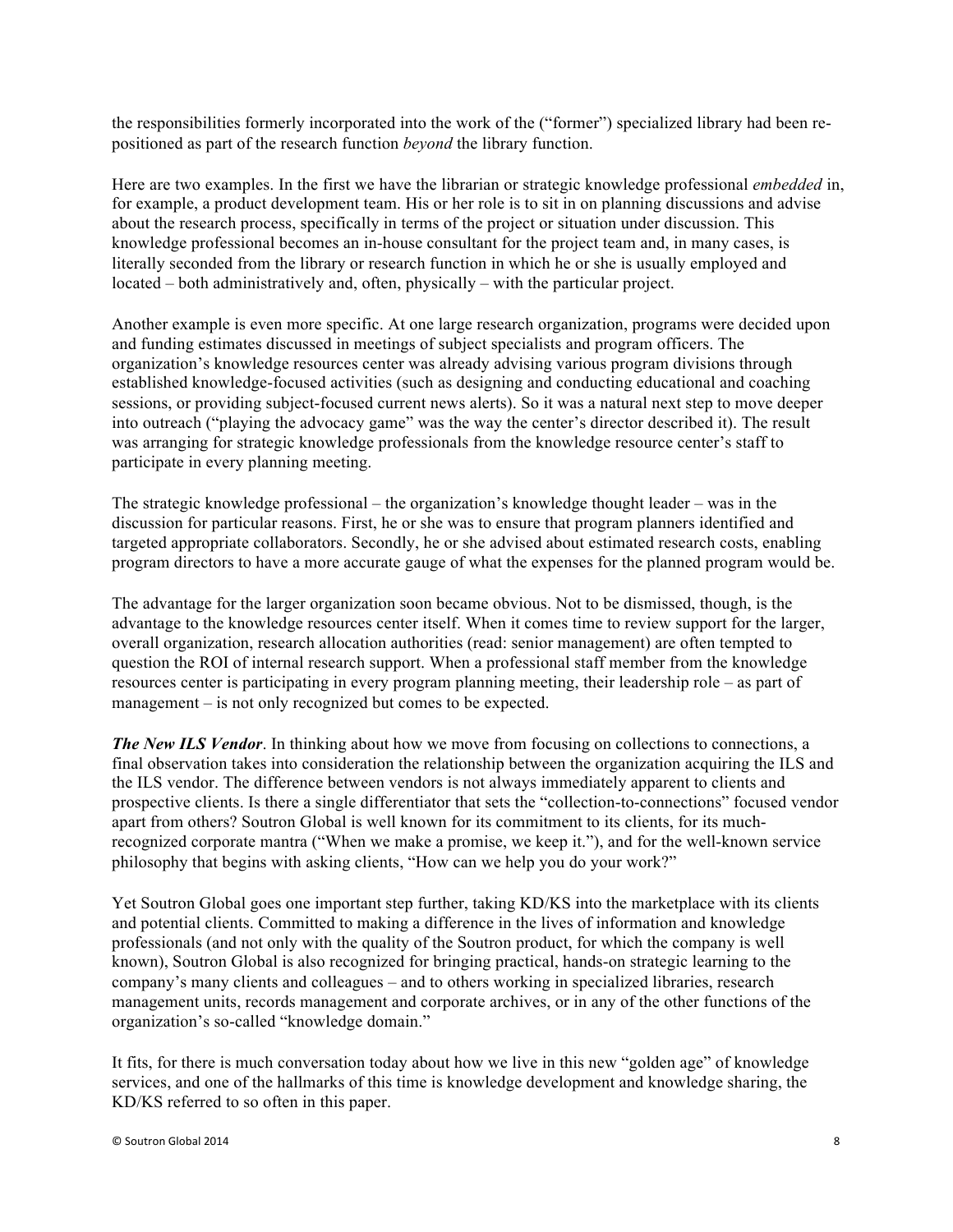the responsibilities formerly incorporated into the work of the ("former") specialized library had been re-positioned as part of the research function *beyond* the library function.

Here are two examples. In the first we have the librarian or strategic knowledge professional *embedded* in, for example, a product development team. His or her role is to sit in on planning discussions and advise about the research process, specifically in terms of the project or situation under discussion. This knowledge professional becomes an in-house consultant for the project team and, in many cases, is literally seconded from the library or research function in which he or she is usually employed and located – both administratively and, often, physically – with the particular project.

Another example is even more specific. At one large research organization, programs were decided upon and funding estimates discussed in meetings of subject specialists and program officers. The organization's knowledge resources center was already advising various program divisions through established knowledge-focused activities (such as designing and conducting educational and coaching sessions, or providing subject-focused current news alerts). So it was a natural next step to move deeper into outreach ("playing the advocacy game" was the way the center's director described it). The result was arranging for strategic knowledge professionals from the knowledge resource center's staff to participate in every planning meeting.

The strategic knowledge professional – the organization's knowledge thought leader – was in the discussion for particular reasons. First, he or she was to ensure that program planners identified and targeted appropriate collaborators. Secondly, he or she advised about estimated research costs, enabling program directors to have a more accurate gauge of what the expenses for the planned program would be.

The advantage for the larger organization soon became obvious. Not to be dismissed, though, is the advantage to the knowledge resources center itself. When it comes time to review support for the larger, overall organization, research allocation authorities (read: senior management) are often tempted to question the ROI of internal research support. When a professional staff member from the knowledge resources center is participating in every program planning meeting, their leadership role – as part of management – is not only recognized but comes to be expected.

***The New ILS Vendor***. In thinking about how we move from focusing on collections to connections, a final observation takes into consideration the relationship between the organization acquiring the ILS and the ILS vendor. The difference between vendors is not always immediately apparent to clients and prospective clients. Is there a single differentiator that sets the "collection-to-connections" focused vendor apart from others? Soutron Global is well known for its commitment to its clients, for its much-recognized corporate mantra ("When we make a promise, we keep it."), and for the well-known service philosophy that begins with asking clients, "How can we help you do your work?"

Yet Soutron Global goes one important step further, taking KD/KS into the marketplace with its clients and potential clients. Committed to making a difference in the lives of information and knowledge professionals (and not only with the quality of the Soutron product, for which the company is well known), Soutron Global is also recognized for bringing practical, hands-on strategic learning to the company's many clients and colleagues – and to others working in specialized libraries, research management units, records management and corporate archives, or in any of the other functions of the organization's so-called "knowledge domain."

It fits, for there is much conversation today about how we live in this new "golden age" of knowledge services, and one of the hallmarks of this time is knowledge development and knowledge sharing, the KD/KS referred to so often in this paper.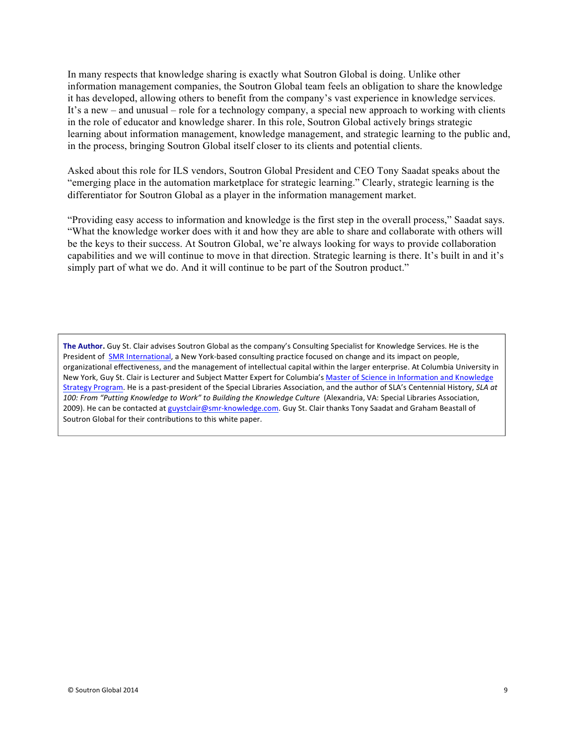In many respects that knowledge sharing is exactly what Soutron Global is doing. Unlike other information management companies, the Soutron Global team feels an obligation to share the knowledge it has developed, allowing others to benefit from the company's vast experience in knowledge services. It's a new – and unusual – role for a technology company, a special new approach to working with clients in the role of educator and knowledge sharer. In this role, Soutron Global actively brings strategic learning about information management, knowledge management, and strategic learning to the public and, in the process, bringing Soutron Global itself closer to its clients and potential clients.

Asked about this role for ILS vendors, Soutron Global President and CEO Tony Saadat speaks about the "emerging place in the automation marketplace for strategic learning." Clearly, strategic learning is the differentiator for Soutron Global as a player in the information management market.

"Providing easy access to information and knowledge is the first step in the overall process," Saadat says. "What the knowledge worker does with it and how they are able to share and collaborate with others will be the keys to their success. At Soutron Global, we're always looking for ways to provide collaboration capabilities and we will continue to move in that direction. Strategic learning is there. It's built in and it's simply part of what we do. And it will continue to be part of the Soutron product."

**The Author.** Guy St. Clair advises Soutron Global as the company's Consulting Specialist for Knowledge Services. He is the President of SMR International, a New York-based consulting practice focused on change and its impact on people, organizational effectiveness, and the management of intellectual capital within the larger enterprise. At Columbia University in New York, Guy St. Clair is Lecturer and Subject Matter Expert for Columbia's Master of Science in Information and Knowledge Strategy Program. He is a past-president of the Special Libraries Association, and the author of SLA's Centennial History, *SLA at 100: From "Putting Knowledge to Work" to Building the Knowledge Culture* (Alexandria, VA: Special Libraries Association, 2009). He can be contacted at guystclair@smr-knowledge.com. Guy St. Clair thanks Tony Saadat and Graham Beastall of Soutron Global for their contributions to this white paper.

© Soutron Global 2014